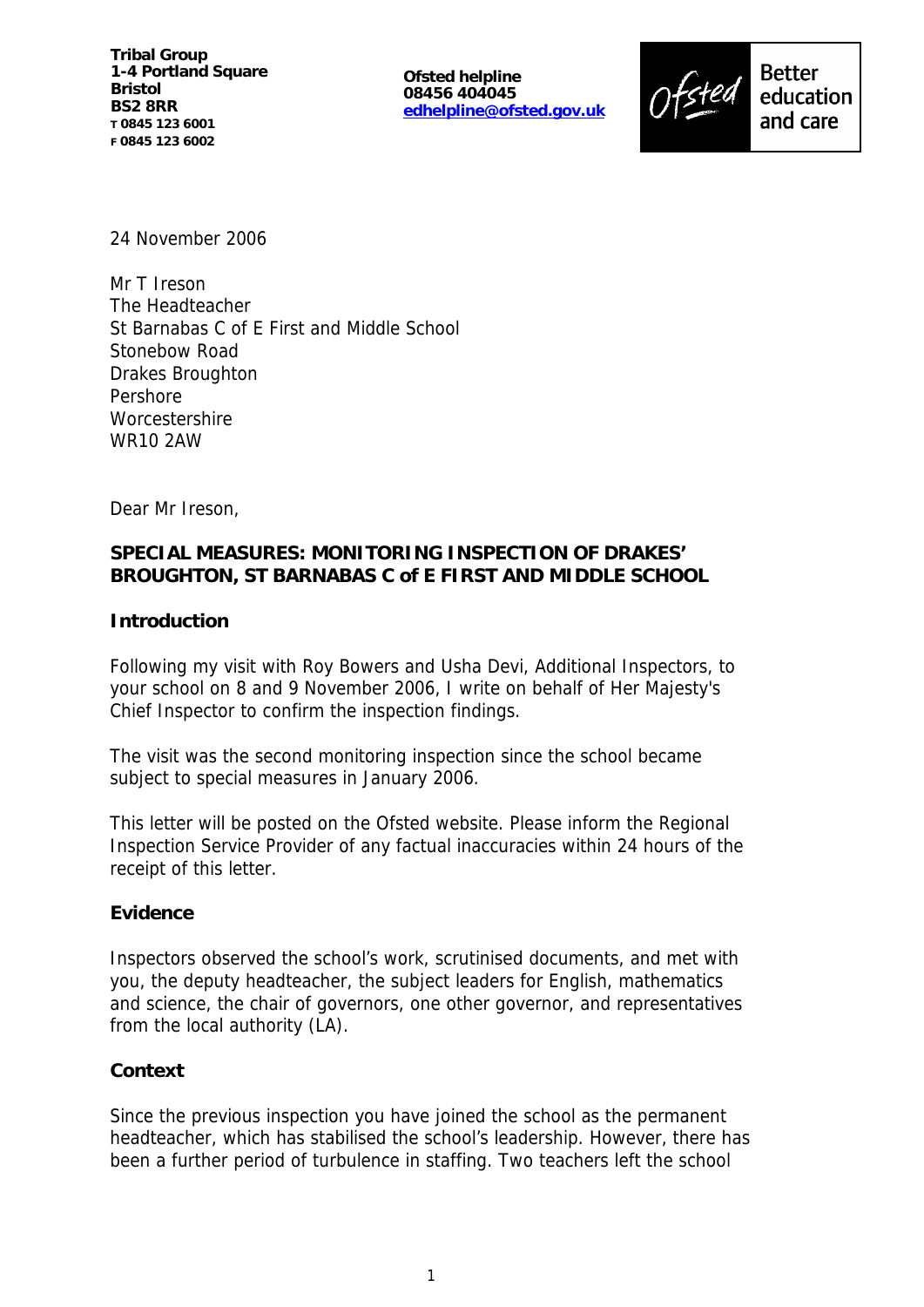**Tribal Group**
**1-4 Portland Square**
**Bristol**
**BS2 8RR**
**T 0845 123 6001**
**F 0845 123 6002**

**Ofsted helpline**
**08456 404045**
**edhelpline@ofsted.gov.uk**

Ofsted Better education and care

24 November 2006

Mr T Ireson
The Headteacher
St Barnabas C of E First and Middle School
Stonebow Road
Drakes Broughton
Pershore
Worcestershire
WR10 2AW

Dear Mr Ireson,

**SPECIAL MEASURES: MONITORING INSPECTION OF DRAKES' BROUGHTON, ST BARNABAS C of E FIRST AND MIDDLE SCHOOL**

## Introduction

Following my visit with Roy Bowers and Usha Devi, Additional Inspectors, to your school on 8 and 9 November 2006, I write on behalf of Her Majesty's Chief Inspector to confirm the inspection findings.

The visit was the second monitoring inspection since the school became subject to special measures in January 2006.

This letter will be posted on the Ofsted website. Please inform the Regional Inspection Service Provider of any factual inaccuracies within 24 hours of the receipt of this letter.

## Evidence

Inspectors observed the school's work, scrutinised documents, and met with you, the deputy headteacher, the subject leaders for English, mathematics and science, the chair of governors, one other governor, and representatives from the local authority (LA).

## Context

Since the previous inspection you have joined the school as the permanent headteacher, which has stabilised the school's leadership. However, there has been a further period of turbulence in staffing. Two teachers left the school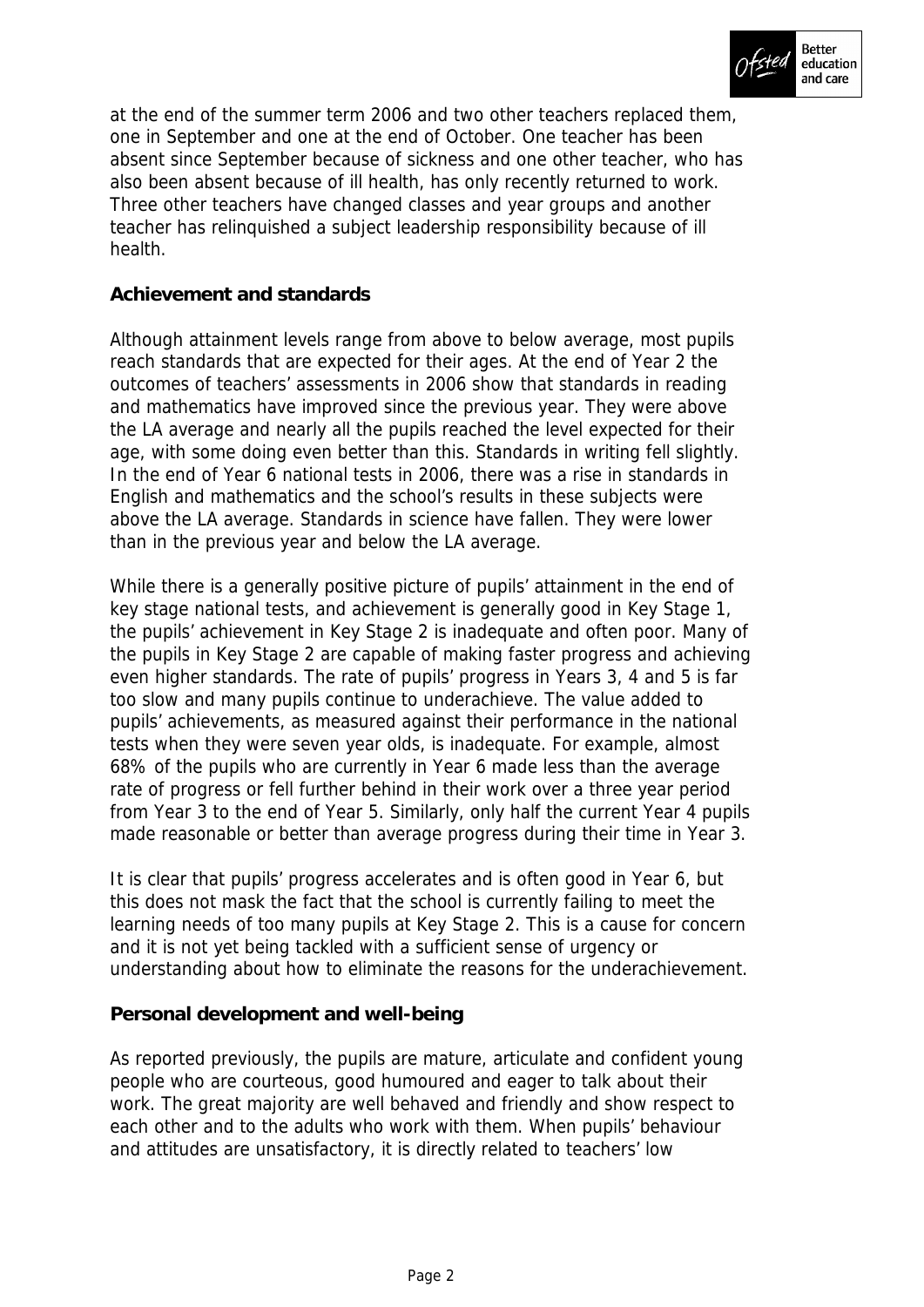at the end of the summer term 2006 and two other teachers replaced them, one in September and one at the end of October. One teacher has been absent since September because of sickness and one other teacher, who has also been absent because of ill health, has only recently returned to work. Three other teachers have changed classes and year groups and another teacher has relinquished a subject leadership responsibility because of ill health.

**Achievement and standards**

Although attainment levels range from above to below average, most pupils reach standards that are expected for their ages. At the end of Year 2 the outcomes of teachers' assessments in 2006 show that standards in reading and mathematics have improved since the previous year. They were above the LA average and nearly all the pupils reached the level expected for their age, with some doing even better than this. Standards in writing fell slightly. In the end of Year 6 national tests in 2006, there was a rise in standards in English and mathematics and the school's results in these subjects were above the LA average. Standards in science have fallen. They were lower than in the previous year and below the LA average.

While there is a generally positive picture of pupils' attainment in the end of key stage national tests, and achievement is generally good in Key Stage 1, the pupils' achievement in Key Stage 2 is inadequate and often poor. Many of the pupils in Key Stage 2 are capable of making faster progress and achieving even higher standards. The rate of pupils' progress in Years 3, 4 and 5 is far too slow and many pupils continue to underachieve. The value added to pupils' achievements, as measured against their performance in the national tests when they were seven year olds, is inadequate. For example, almost 68% of the pupils who are currently in Year 6 made less than the average rate of progress or fell further behind in their work over a three year period from Year 3 to the end of Year 5. Similarly, only half the current Year 4 pupils made reasonable or better than average progress during their time in Year 3.

It is clear that pupils' progress accelerates and is often good in Year 6, but this does not mask the fact that the school is currently failing to meet the learning needs of too many pupils at Key Stage 2. This is a cause for concern and it is not yet being tackled with a sufficient sense of urgency or understanding about how to eliminate the reasons for the underachievement.

**Personal development and well-being**

As reported previously, the pupils are mature, articulate and confident young people who are courteous, good humoured and eager to talk about their work. The great majority are well behaved and friendly and show respect to each other and to the adults who work with them. When pupils' behaviour and attitudes are unsatisfactory, it is directly related to teachers' low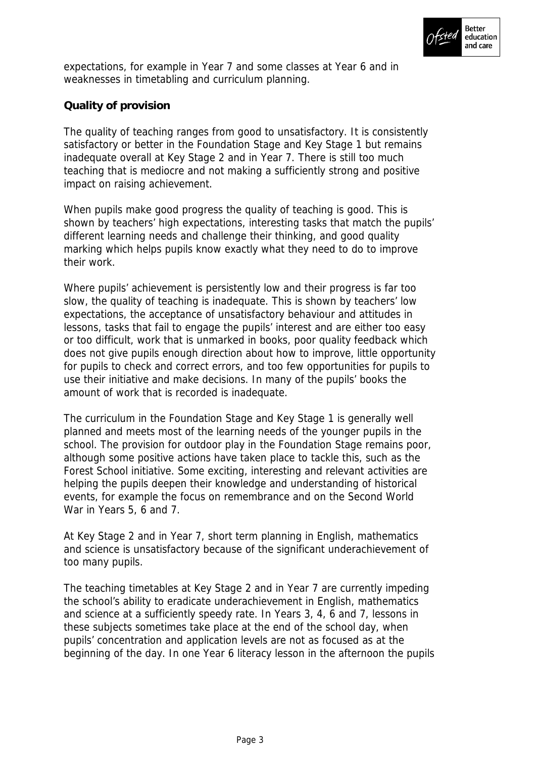expectations, for example in Year 7 and some classes at Year 6 and in weaknesses in timetabling and curriculum planning.

**Quality of provision**

The quality of teaching ranges from good to unsatisfactory. It is consistently satisfactory or better in the Foundation Stage and Key Stage 1 but remains inadequate overall at Key Stage 2 and in Year 7. There is still too much teaching that is mediocre and not making a sufficiently strong and positive impact on raising achievement.

When pupils make good progress the quality of teaching is good. This is shown by teachers' high expectations, interesting tasks that match the pupils' different learning needs and challenge their thinking, and good quality marking which helps pupils know exactly what they need to do to improve their work.

Where pupils' achievement is persistently low and their progress is far too slow, the quality of teaching is inadequate. This is shown by teachers' low expectations, the acceptance of unsatisfactory behaviour and attitudes in lessons, tasks that fail to engage the pupils' interest and are either too easy or too difficult, work that is unmarked in books, poor quality feedback which does not give pupils enough direction about how to improve, little opportunity for pupils to check and correct errors, and too few opportunities for pupils to use their initiative and make decisions. In many of the pupils' books the amount of work that is recorded is inadequate.

The curriculum in the Foundation Stage and Key Stage 1 is generally well planned and meets most of the learning needs of the younger pupils in the school. The provision for outdoor play in the Foundation Stage remains poor, although some positive actions have taken place to tackle this, such as the Forest School initiative. Some exciting, interesting and relevant activities are helping the pupils deepen their knowledge and understanding of historical events, for example the focus on remembrance and on the Second World War in Years 5, 6 and 7.

At Key Stage 2 and in Year 7, short term planning in English, mathematics and science is unsatisfactory because of the significant underachievement of too many pupils.

The teaching timetables at Key Stage 2 and in Year 7 are currently impeding the school's ability to eradicate underachievement in English, mathematics and science at a sufficiently speedy rate. In Years 3, 4, 6 and 7, lessons in these subjects sometimes take place at the end of the school day, when pupils' concentration and application levels are not as focused as at the beginning of the day. In one Year 6 literacy lesson in the afternoon the pupils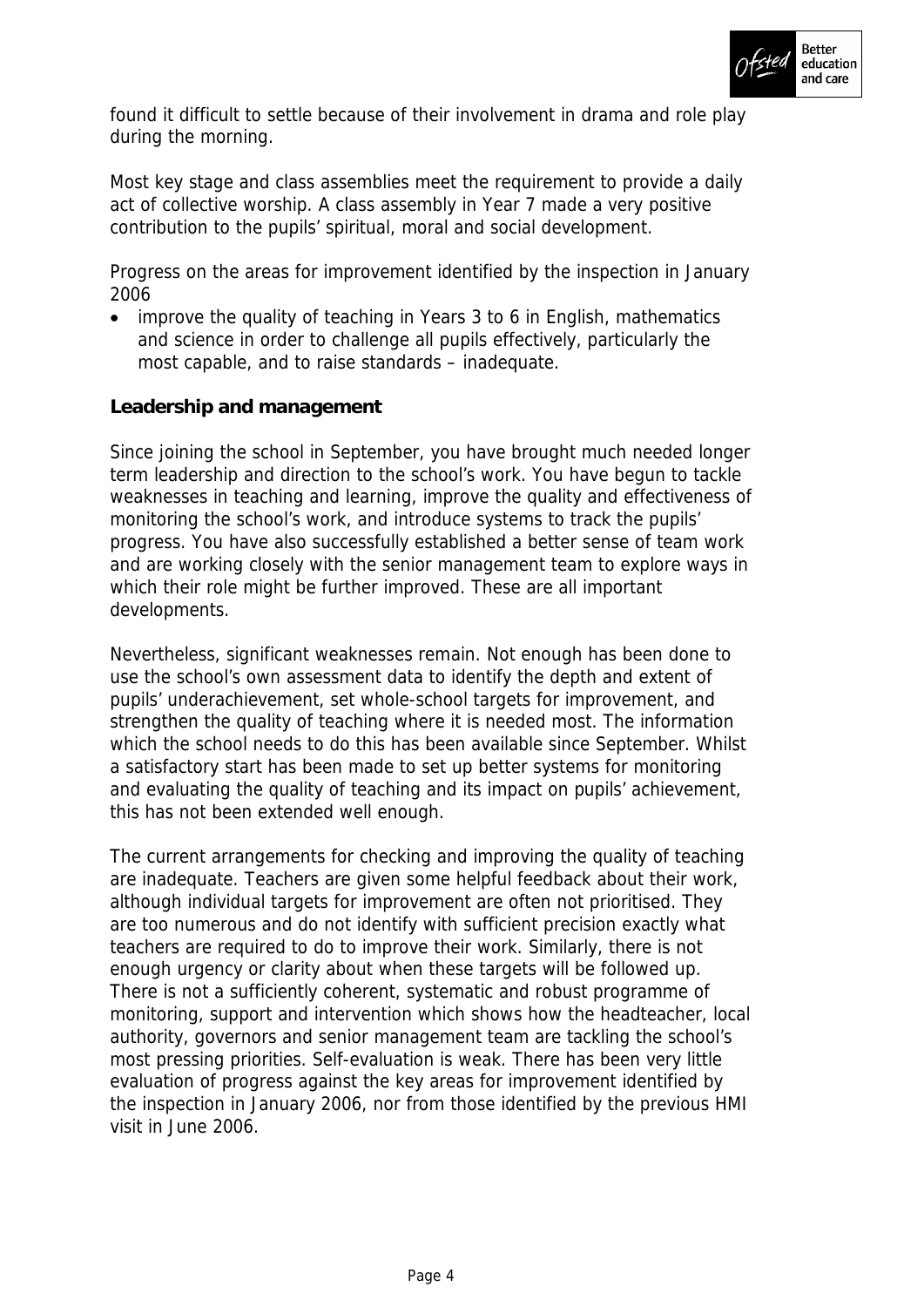found it difficult to settle because of their involvement in drama and role play during the morning.

Most key stage and class assemblies meet the requirement to provide a daily act of collective worship. A class assembly in Year 7 made a very positive contribution to the pupils' spiritual, moral and social development.

Progress on the areas for improvement identified by the inspection in January 2006

- improve the quality of teaching in Years 3 to 6 in English, mathematics and science in order to challenge all pupils effectively, particularly the most capable, and to raise standards – inadequate.

**Leadership and management**

Since joining the school in September, you have brought much needed longer term leadership and direction to the school's work. You have begun to tackle weaknesses in teaching and learning, improve the quality and effectiveness of monitoring the school's work, and introduce systems to track the pupils' progress. You have also successfully established a better sense of team work and are working closely with the senior management team to explore ways in which their role might be further improved. These are all important developments.

Nevertheless, significant weaknesses remain. Not enough has been done to use the school's own assessment data to identify the depth and extent of pupils' underachievement, set whole-school targets for improvement, and strengthen the quality of teaching where it is needed most. The information which the school needs to do this has been available since September. Whilst a satisfactory start has been made to set up better systems for monitoring and evaluating the quality of teaching and its impact on pupils' achievement, this has not been extended well enough.

The current arrangements for checking and improving the quality of teaching are inadequate. Teachers are given some helpful feedback about their work, although individual targets for improvement are often not prioritised. They are too numerous and do not identify with sufficient precision exactly what teachers are required to do to improve their work. Similarly, there is not enough urgency or clarity about when these targets will be followed up. There is not a sufficiently coherent, systematic and robust programme of monitoring, support and intervention which shows how the headteacher, local authority, governors and senior management team are tackling the school's most pressing priorities. Self-evaluation is weak. There has been very little evaluation of progress against the key areas for improvement identified by the inspection in January 2006, nor from those identified by the previous HMI visit in June 2006.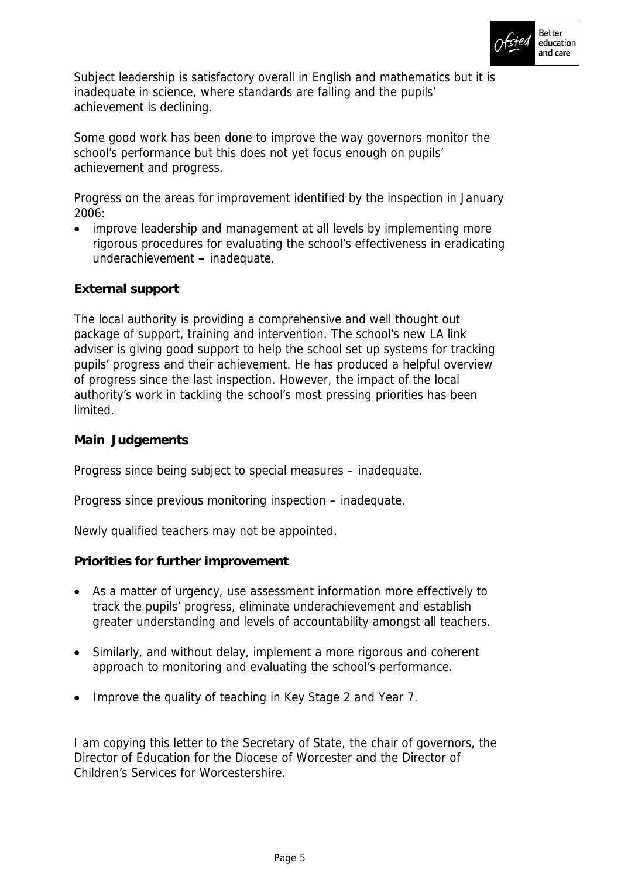Subject leadership is satisfactory overall in English and mathematics but it is inadequate in science, where standards are falling and the pupils' achievement is declining.

Some good work has been done to improve the way governors monitor the school's performance but this does not yet focus enough on pupils' achievement and progress.

Progress on the areas for improvement identified by the inspection in January 2006:

- improve leadership and management at all levels by implementing more rigorous procedures for evaluating the school's effectiveness in eradicating underachievement **–** inadequate.

**External support**

The local authority is providing a comprehensive and well thought out package of support, training and intervention. The school's new LA link adviser is giving good support to help the school set up systems for tracking pupils' progress and their achievement. He has produced a helpful overview of progress since the last inspection. However, the impact of the local authority's work in tackling the school's most pressing priorities has been limited.

**Main Judgements**

Progress since being subject to special measures – inadequate.

Progress since previous monitoring inspection – inadequate.

Newly qualified teachers may not be appointed.

**Priorities for further improvement**

- As a matter of urgency, use assessment information more effectively to track the pupils' progress, eliminate underachievement and establish greater understanding and levels of accountability amongst all teachers.
- Similarly, and without delay, implement a more rigorous and coherent approach to monitoring and evaluating the school's performance.
- Improve the quality of teaching in Key Stage 2 and Year 7.

I am copying this letter to the Secretary of State, the chair of governors, the Director of Education for the Diocese of Worcester and the Director of Children's Services for Worcestershire.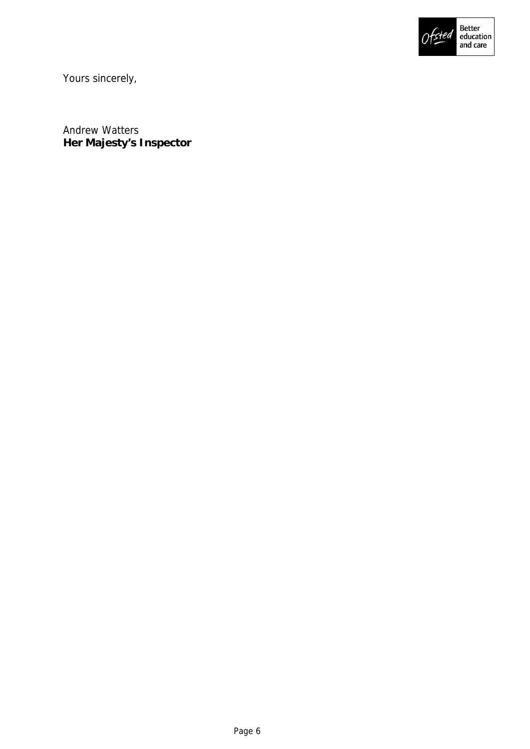Yours sincerely,

Andrew Watters
**Her Majesty's Inspector**